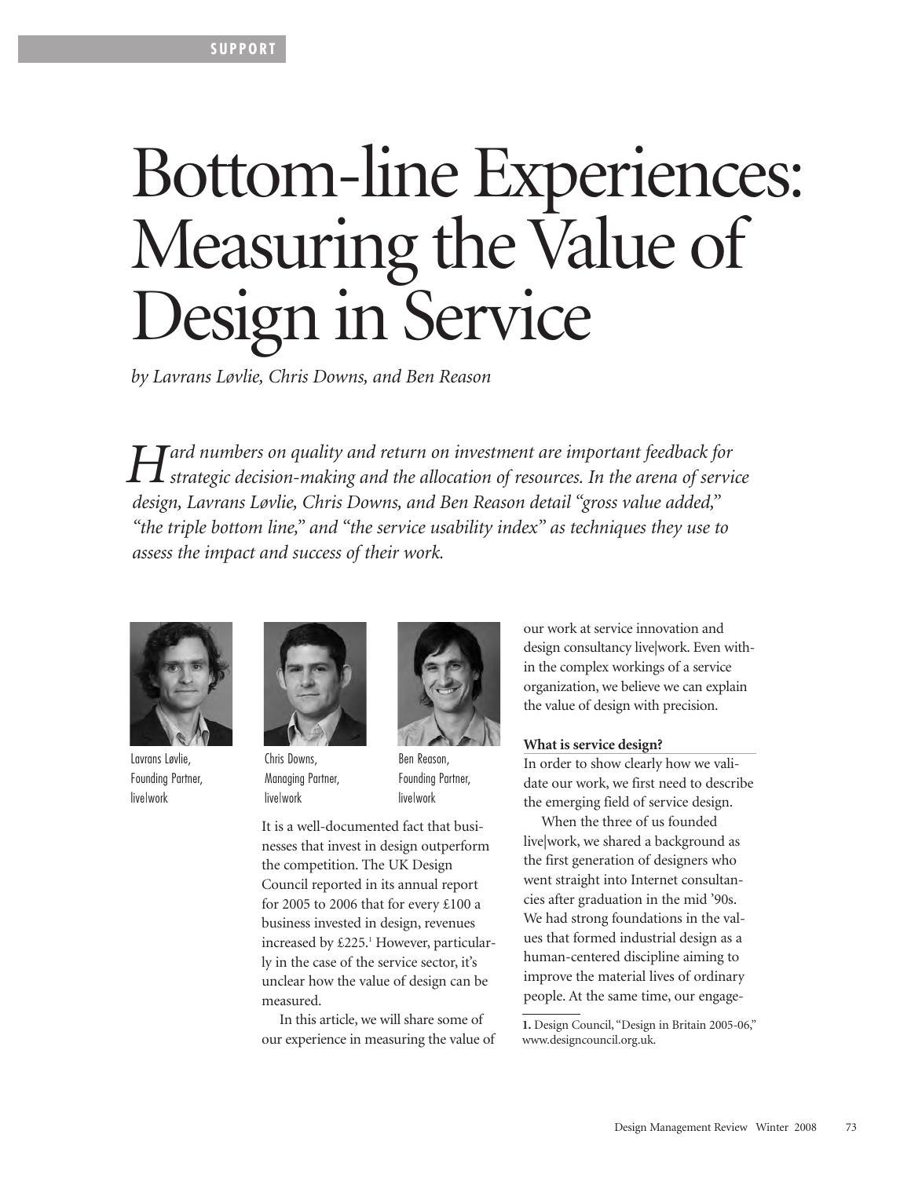SUPPORT

# Bottom-line Experiences: Measuring the Value of Design in Service

*by Lavrans Løvlie, Chris Downs, and Ben Reason*

*Hard numbers on quality and return on investment are important feedback for strategic decision-making and the allocation of resources. In the arena of service design, Lavrans Løvlie, Chris Downs, and Ben Reason detail "gross value added," "the triple bottom line," and "the service usability index" as techniques they use to assess the impact and success of their work.*

Lavrans Løvlie, Founding Partner, live|work

Chris Downs, Managing Partner, live|work

Ben Reason, Founding Partner, live|work

It is a well-documented fact that businesses that invest in design outperform the competition. The UK Design Council reported in its annual report for 2005 to 2006 that for every £100 a business invested in design, revenues increased by £225.[1] However, particularly in the case of the service sector, it's unclear how the value of design can be measured.

In this article, we will share some of our experience in measuring the value of our work at service innovation and design consultancy live|work. Even within the complex workings of a service organization, we believe we can explain the value of design with precision.

**What is service design?**

In order to show clearly how we validate our work, we first need to describe the emerging field of service design.

When the three of us founded live|work, we shared a background as the first generation of designers who went straight into Internet consultancies after graduation in the mid '90s. We had strong foundations in the values that formed industrial design as a human-centered discipline aiming to improve the material lives of ordinary people. At the same time, our engage-

1. Design Council, "Design in Britain 2005-06," www.designcouncil.org.uk.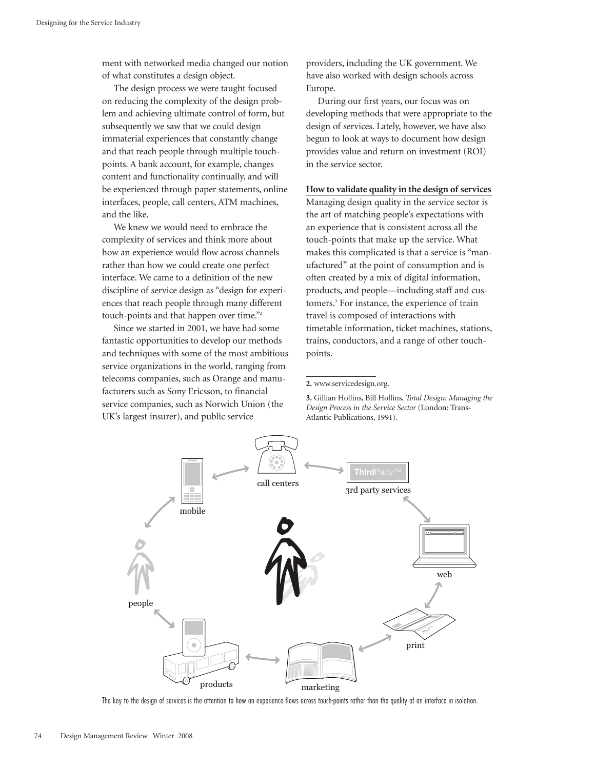ment with networked media changed our notion of what constitutes a design object.

The design process we were taught focused on reducing the complexity of the design problem and achieving ultimate control of form, but subsequently we saw that we could design immaterial experiences that constantly change and that reach people through multiple touch-points. A bank account, for example, changes content and functionality continually, and will be experienced through paper statements, online interfaces, people, call centers, ATM machines, and the like.

We knew we would need to embrace the complexity of services and think more about how an experience would flow across channels rather than how we could create one perfect interface. We came to a definition of the new discipline of service design as "design for experiences that reach people through many different touch-points and that happen over time."[2]

Since we started in 2001, we have had some fantastic opportunities to develop our methods and techniques with some of the most ambitious service organizations in the world, ranging from telecoms companies, such as Orange and manufacturers such as Sony Ericsson, to financial service companies, such as Norwich Union (the UK's largest insurer), and public service providers, including the UK government. We have also worked with design schools across Europe.

During our first years, our focus was on developing methods that were appropriate to the design of services. Lately, however, we have also begun to look at ways to document how design provides value and return on investment (ROI) in the service sector.

## How to validate quality in the design of services

Managing design quality in the service sector is the art of matching people's expectations with an experience that is consistent across all the touch-points that make up the service. What makes this complicated is that a service is "manufactured" at the point of consumption and is often created by a mix of digital information, products, and people—including staff and customers.[3] For instance, the experience of train travel is composed of interactions with timetable information, ticket machines, stations, trains, conductors, and a range of other touch-points.

**2.** www.servicedesign.org.

**3.** Gillian Hollins, Bill Hollins, *Total Design: Managing the Design Process in the Service Sector* (London: Trans-Atlantic Publications, 1991).

call centers

3rd party services

ThirdParty™

mobile

web

people

print

products

marketing

The key to the design of services is the attention to how an experience flows across touch-points rather than the quality of an interface in isolation.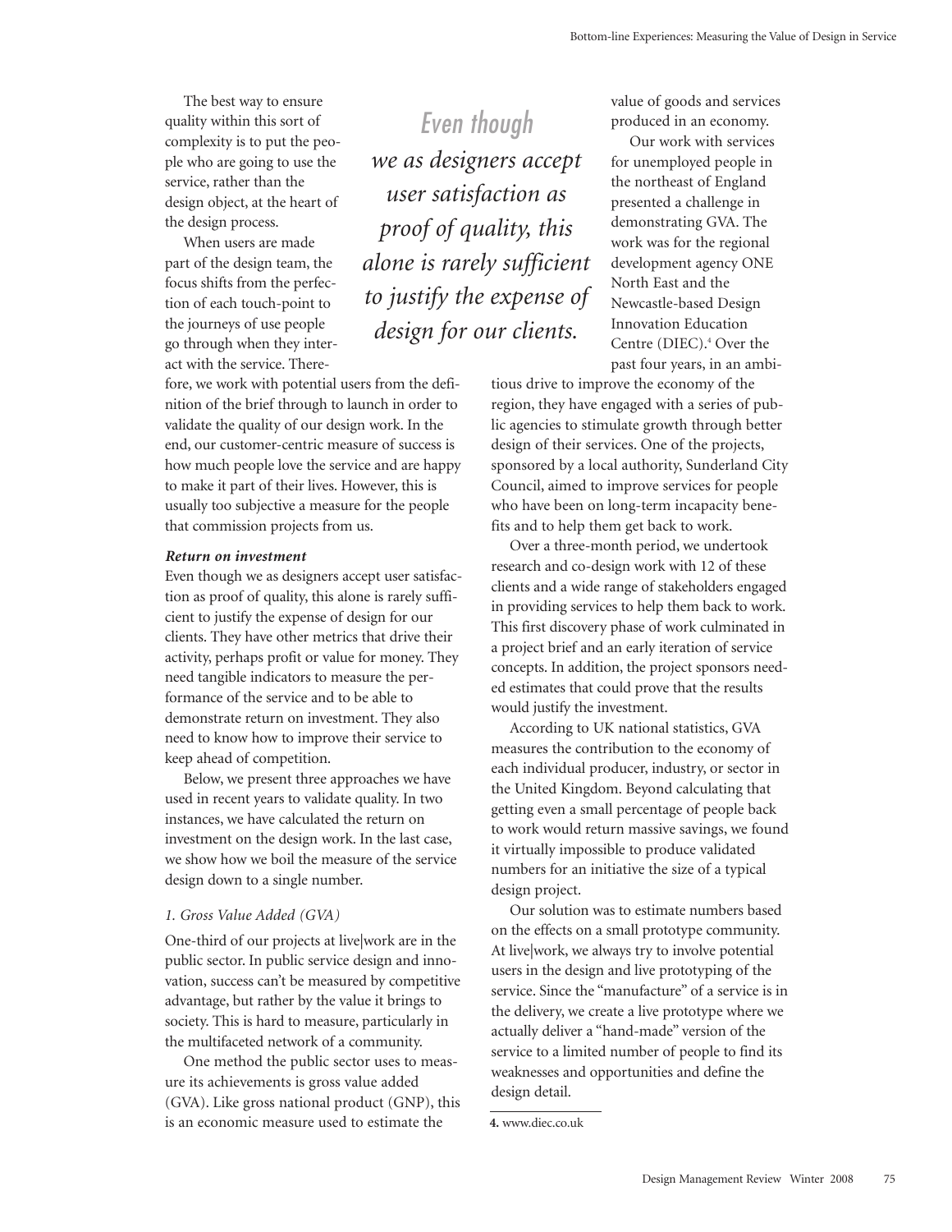The best way to ensure quality within this sort of complexity is to put the people who are going to use the service, rather than the design object, at the heart of the design process.

When users are made part of the design team, the focus shifts from the perfection of each touch-point to the journeys of use people go through when they interact with the service. Therefore, we work with potential users from the definition of the brief through to launch in order to validate the quality of our design work. In the end, our customer-centric measure of success is how much people love the service and are happy to make it part of their lives. However, this is usually too subjective a measure for the people that commission projects from us.

> *Even though we as designers accept user satisfaction as proof of quality, this alone is rarely sufficient to justify the expense of design for our clients.*

***Return on investment***

Even though we as designers accept user satisfaction as proof of quality, this alone is rarely sufficient to justify the expense of design for our clients. They have other metrics that drive their activity, perhaps profit or value for money. They need tangible indicators to measure the performance of the service and to be able to demonstrate return on investment. They also need to know how to improve their service to keep ahead of competition.

Below, we present three approaches we have used in recent years to validate quality. In two instances, we have calculated the return on investment on the design work. In the last case, we show how we boil the measure of the service design down to a single number.

*1. Gross Value Added (GVA)*

One-third of our projects at live|work are in the public sector. In public service design and innovation, success can't be measured by competitive advantage, but rather by the value it brings to society. This is hard to measure, particularly in the multifaceted network of a community.

One method the public sector uses to measure its achievements is gross value added (GVA). Like gross national product (GNP), this is an economic measure used to estimate the value of goods and services produced in an economy.

Our work with services for unemployed people in the northeast of England presented a challenge in demonstrating GVA. The work was for the regional development agency ONE North East and the Newcastle-based Design Innovation Education Centre (DIEC).[4] Over the past four years, in an ambitious drive to improve the economy of the region, they have engaged with a series of public agencies to stimulate growth through better design of their services. One of the projects, sponsored by a local authority, Sunderland City Council, aimed to improve services for people who have been on long-term incapacity benefits and to help them get back to work.

Over a three-month period, we undertook research and co-design work with 12 of these clients and a wide range of stakeholders engaged in providing services to help them back to work. This first discovery phase of work culminated in a project brief and an early iteration of service concepts. In addition, the project sponsors needed estimates that could prove that the results would justify the investment.

According to UK national statistics, GVA measures the contribution to the economy of each individual producer, industry, or sector in the United Kingdom. Beyond calculating that getting even a small percentage of people back to work would return massive savings, we found it virtually impossible to produce validated numbers for an initiative the size of a typical design project.

Our solution was to estimate numbers based on the effects on a small prototype community. At live|work, we always try to involve potential users in the design and live prototyping of the service. Since the "manufacture" of a service is in the delivery, we create a live prototype where we actually deliver a "hand-made" version of the service to a limited number of people to find its weaknesses and opportunities and define the design detail.

**4.** www.diec.co.uk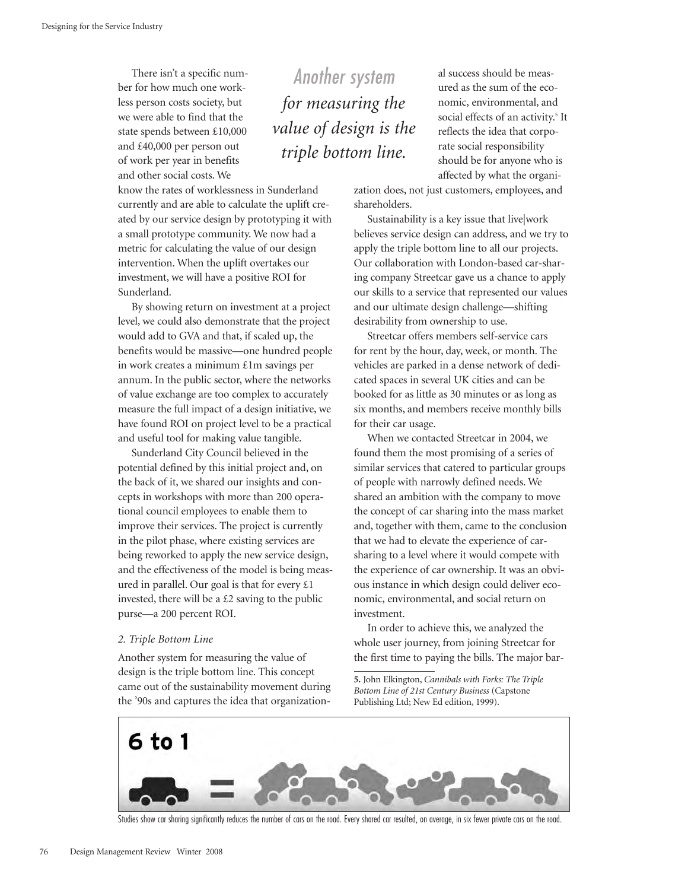There isn't a specific number for how much one workless person costs society, but we were able to find that the state spends between £10,000 and £40,000 per person out of work per year in benefits and other social costs. We know the rates of worklessness in Sunderland currently and are able to calculate the uplift created by our service design by prototyping it with a small prototype community. We now had a metric for calculating the value of our design intervention. When the uplift overtakes our investment, we will have a positive ROI for Sunderland.

By showing return on investment at a project level, we could also demonstrate that the project would add to GVA and that, if scaled up, the benefits would be massive—one hundred people in work creates a minimum £1m savings per annum. In the public sector, where the networks of value exchange are too complex to accurately measure the full impact of a design initiative, we have found ROI on project level to be a practical and useful tool for making value tangible.

Sunderland City Council believed in the potential defined by this initial project and, on the back of it, we shared our insights and concepts in workshops with more than 200 operational council employees to enable them to improve their services. The project is currently in the pilot phase, where existing services are being reworked to apply the new service design, and the effectiveness of the model is being measured in parallel. Our goal is that for every £1 invested, there will be a £2 saving to the public purse—a 200 percent ROI.

*2. Triple Bottom Line*

Another system for measuring the value of design is the triple bottom line. This concept came out of the sustainability movement during the '90s and captures the idea that organizational success should be measured as the sum of the economic, environmental, and social effects of an activity.[5] It reflects the idea that corporate social responsibility should be for anyone who is affected by what the organization does, not just customers, employees, and shareholders.

> *Another system for measuring the value of design is the triple bottom line.*

Sustainability is a key issue that live|work believes service design can address, and we try to apply the triple bottom line to all our projects. Our collaboration with London-based car-sharing company Streetcar gave us a chance to apply our skills to a service that represented our values and our ultimate design challenge—shifting desirability from ownership to use.

Streetcar offers members self-service cars for rent by the hour, day, week, or month. The vehicles are parked in a dense network of dedicated spaces in several UK cities and can be booked for as little as 30 minutes or as long as six months, and members receive monthly bills for their car usage.

When we contacted Streetcar in 2004, we found them the most promising of a series of similar services that catered to particular groups of people with narrowly defined needs. We shared an ambition with the company to move the concept of car sharing into the mass market and, together with them, came to the conclusion that we had to elevate the experience of car-sharing to a level where it would compete with the experience of car ownership. It was an obvious instance in which design could deliver economic, environmental, and social return on investment.

In order to achieve this, we analyzed the whole user journey, from joining Streetcar for the first time to paying the bills. The major bar-

**5.** John Elkington, *Cannibals with Forks: The Triple Bottom Line of 21st Century Business* (Capstone Publishing Ltd; New Ed edition, 1999).

**6 to 1**

Studies show car sharing significantly reduces the number of cars on the road. Every shared car resulted, on average, in six fewer private cars on the road.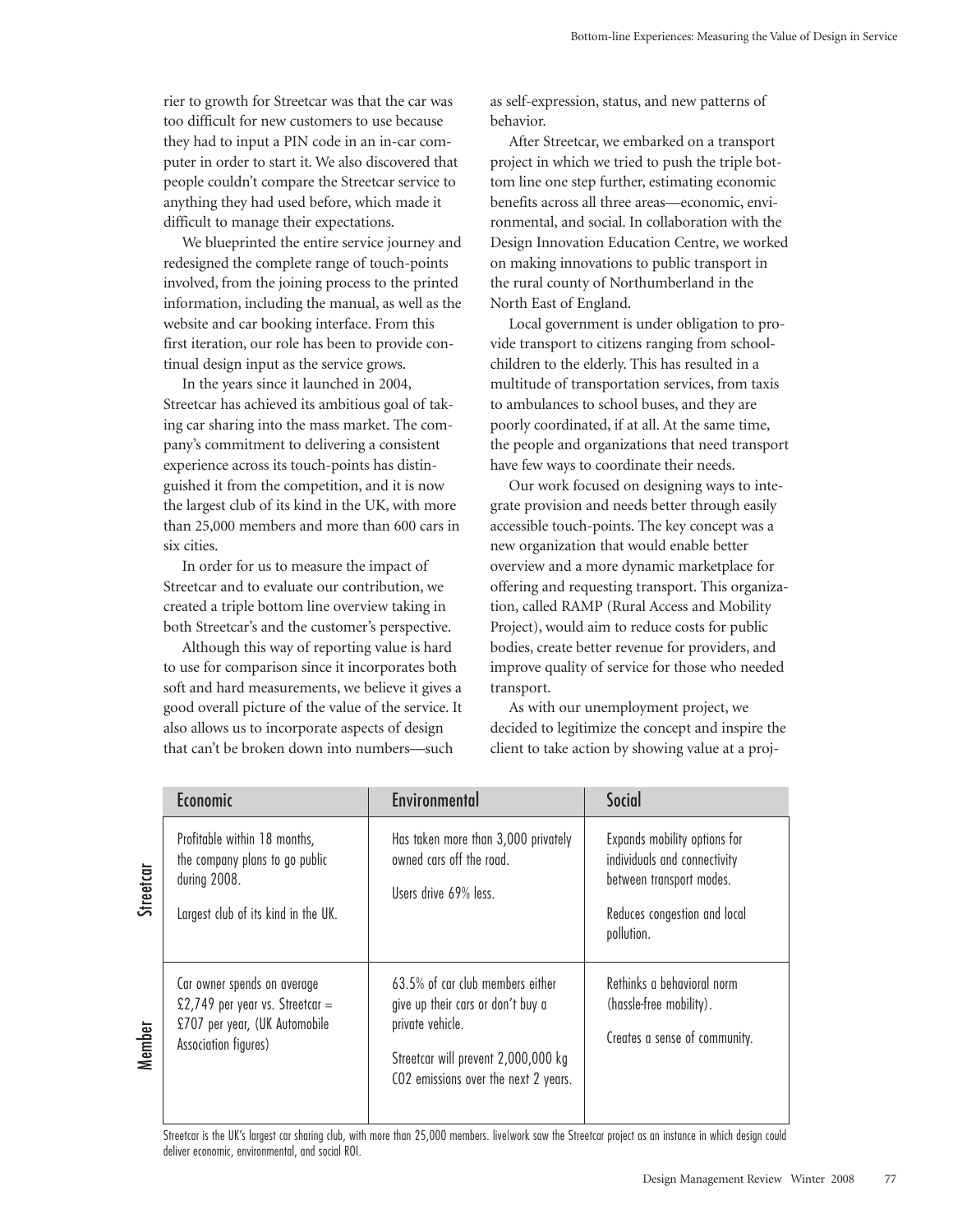rier to growth for Streetcar was that the car was too difficult for new customers to use because they had to input a PIN code in an in-car computer in order to start it. We also discovered that people couldn't compare the Streetcar service to anything they had used before, which made it difficult to manage their expectations.

We blueprinted the entire service journey and redesigned the complete range of touch-points involved, from the joining process to the printed information, including the manual, as well as the website and car booking interface. From this first iteration, our role has been to provide continual design input as the service grows.

In the years since it launched in 2004, Streetcar has achieved its ambitious goal of taking car sharing into the mass market. The company's commitment to delivering a consistent experience across its touch-points has distinguished it from the competition, and it is now the largest club of its kind in the UK, with more than 25,000 members and more than 600 cars in six cities.

In order for us to measure the impact of Streetcar and to evaluate our contribution, we created a triple bottom line overview taking in both Streetcar's and the customer's perspective.

Although this way of reporting value is hard to use for comparison since it incorporates both soft and hard measurements, we believe it gives a good overall picture of the value of the service. It also allows us to incorporate aspects of design that can't be broken down into numbers—such as self-expression, status, and new patterns of behavior.

After Streetcar, we embarked on a transport project in which we tried to push the triple bottom line one step further, estimating economic benefits across all three areas—economic, environmental, and social. In collaboration with the Design Innovation Education Centre, we worked on making innovations to public transport in the rural county of Northumberland in the North East of England.

Local government is under obligation to provide transport to citizens ranging from schoolchildren to the elderly. This has resulted in a multitude of transportation services, from taxis to ambulances to school buses, and they are poorly coordinated, if at all. At the same time, the people and organizations that need transport have few ways to coordinate their needs.

Our work focused on designing ways to integrate provision and needs better through easily accessible touch-points. The key concept was a new organization that would enable better overview and a more dynamic marketplace for offering and requesting transport. This organization, called RAMP (Rural Access and Mobility Project), would aim to reduce costs for public bodies, create better revenue for providers, and improve quality of service for those who needed transport.

As with our unemployment project, we decided to legitimize the concept and inspire the client to take action by showing value at a proj-

| | Economic | Environmental | Social |
|---|---|---|---|
| Streetcar | Profitable within 18 months, the company plans to go public during 2008.<br><br>Largest club of its kind in the UK. | Has taken more than 3,000 privately owned cars off the road.<br><br>Users drive 69% less. | Expands mobility options for individuals and connectivity between transport modes.<br><br>Reduces congestion and local pollution. |
| Member | Car owner spends on average £2,749 per year vs. Streetcar = £707 per year, (UK Automobile Association figures) | 63.5% of car club members either give up their cars or don't buy a private vehicle.<br><br>Streetcar will prevent 2,000,000 kg CO2 emissions over the next 2 years. | Rethinks a behavioral norm (hassle-free mobility).<br><br>Creates a sense of community. |

Streetcar is the UK's largest car sharing club, with more than 25,000 members. live|work saw the Streetcar project as an instance in which design could deliver economic, environmental, and social ROI.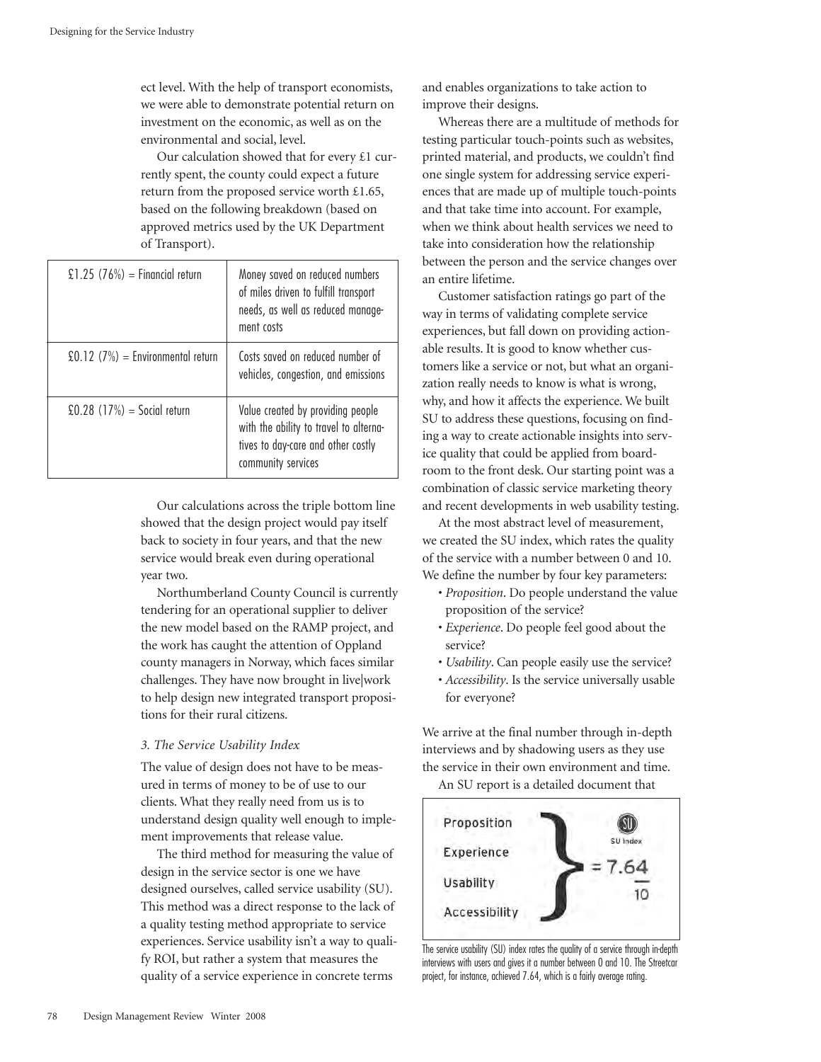ect level. With the help of transport economists, we were able to demonstrate potential return on investment on the economic, as well as on the environmental and social, level.

Our calculation showed that for every £1 currently spent, the county could expect a future return from the proposed service worth £1.65, based on the following breakdown (based on approved metrics used by the UK Department of Transport).

| | |
|---|---|
| £1.25 (76%) = Financial return | Money saved on reduced numbers of miles driven to fulfill transport needs, as well as reduced management costs |
| £0.12 (7%) = Environmental return | Costs saved on reduced number of vehicles, congestion, and emissions |
| £0.28 (17%) = Social return | Value created by providing people with the ability to travel to alternatives to day-care and other costly community services |

Our calculations across the triple bottom line showed that the design project would pay itself back to society in four years, and that the new service would break even during operational year two.

Northumberland County Council is currently tendering for an operational supplier to deliver the new model based on the RAMP project, and the work has caught the attention of Oppland county managers in Norway, which faces similar challenges. They have now brought in live|work to help design new integrated transport propositions for their rural citizens.

### *3. The Service Usability Index*

The value of design does not have to be measured in terms of money to be of use to our clients. What they really need from us is to understand design quality well enough to implement improvements that release value.

The third method for measuring the value of design in the service sector is one we have designed ourselves, called service usability (SU). This method was a direct response to the lack of a quality testing method appropriate to service experiences. Service usability isn't a way to qualify ROI, but rather a system that measures the quality of a service experience in concrete terms and enables organizations to take action to improve their designs.

Whereas there are a multitude of methods for testing particular touch-points such as websites, printed material, and products, we couldn't find one single system for addressing service experiences that are made up of multiple touch-points and that take time into account. For example, when we think about health services we need to take into consideration how the relationship between the person and the service changes over an entire lifetime.

Customer satisfaction ratings go part of the way in terms of validating complete service experiences, but fall down on providing actionable results. It is good to know whether customers like a service or not, but what an organization really needs to know is what is wrong, why, and how it affects the experience. We built SU to address these questions, focusing on finding a way to create actionable insights into service quality that could be applied from boardroom to the front desk. Our starting point was a combination of classic service marketing theory and recent developments in web usability testing.

At the most abstract level of measurement, we created the SU index, which rates the quality of the service with a number between 0 and 10. We define the number by four key parameters:

- *Proposition*. Do people understand the value proposition of the service?
- *Experience*. Do people feel good about the service?
- *Usability*. Can people easily use the service?
- *Accessibility*. Is the service universally usable for everyone?

We arrive at the final number through in-depth interviews and by shadowing users as they use the service in their own environment and time.

An SU report is a detailed document that

Proposition
Experience
Usability
Accessibility
SU Index = 7.64/10

The service usability (SU) index rates the quality of a service through in-depth interviews with users and gives it a number between 0 and 10. The Streetcar project, for instance, achieved 7.64, which is a fairly average rating.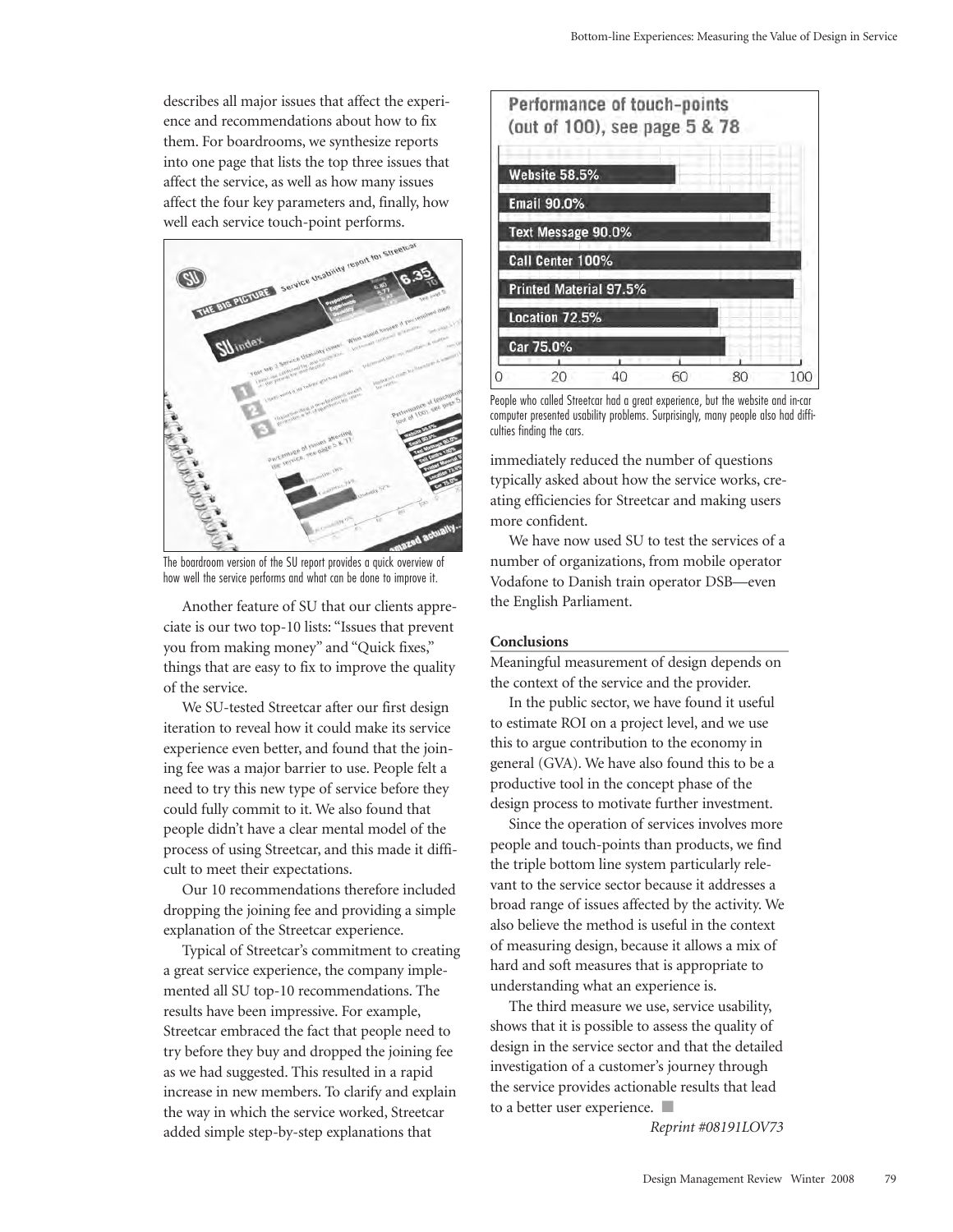describes all major issues that affect the experience and recommendations about how to fix them. For boardrooms, we synthesize reports into one page that lists the top three issues that affect the service, as well as how many issues affect the four key parameters and, finally, how well each service touch-point performs.

The boardroom version of the SU report provides a quick overview of how well the service performs and what can be done to improve it.

Another feature of SU that our clients appreciate is our two top-10 lists: "Issues that prevent you from making money" and "Quick fixes," things that are easy to fix to improve the quality of the service.

We SU-tested Streetcar after our first design iteration to reveal how it could make its service experience even better, and found that the joining fee was a major barrier to use. People felt a need to try this new type of service before they could fully commit to it. We also found that people didn't have a clear mental model of the process of using Streetcar, and this made it difficult to meet their expectations.

Our 10 recommendations therefore included dropping the joining fee and providing a simple explanation of the Streetcar experience.

Typical of Streetcar's commitment to creating a great service experience, the company implemented all SU top-10 recommendations. The results have been impressive. For example, Streetcar embraced the fact that people need to try before they buy and dropped the joining fee as we had suggested. This resulted in a rapid increase in new members. To clarify and explain the way in which the service worked, Streetcar added simple step-by-step explanations that immediately reduced the number of questions typically asked about how the service works, creating efficiencies for Streetcar and making users more confident.

Performance of touch-points (out of 100), see page 5 & 78

Website 58.5%
Email 90.0%
Text Message 90.0%
Call Center 100%
Printed Material 97.5%
Location 72.5%
Car 75.0%

0 20 40 60 80 100

People who called Streetcar had a great experience, but the website and in-car computer presented usability problems. Surprisingly, many people also had difficulties finding the cars.

We have now used SU to test the services of a number of organizations, from mobile operator Vodafone to Danish train operator DSB—even the English Parliament.

**Conclusions**

Meaningful measurement of design depends on the context of the service and the provider.

In the public sector, we have found it useful to estimate ROI on a project level, and we use this to argue contribution to the economy in general (GVA). We have also found this to be a productive tool in the concept phase of the design process to motivate further investment.

Since the operation of services involves more people and touch-points than products, we find the triple bottom line system particularly relevant to the service sector because it addresses a broad range of issues affected by the activity. We also believe the method is useful in the context of measuring design, because it allows a mix of hard and soft measures that is appropriate to understanding what an experience is.

The third measure we use, service usability, shows that it is possible to assess the quality of design in the service sector and that the detailed investigation of a customer's journey through the service provides actionable results that lead to a better user experience. ■

*Reprint #08191LOV73*